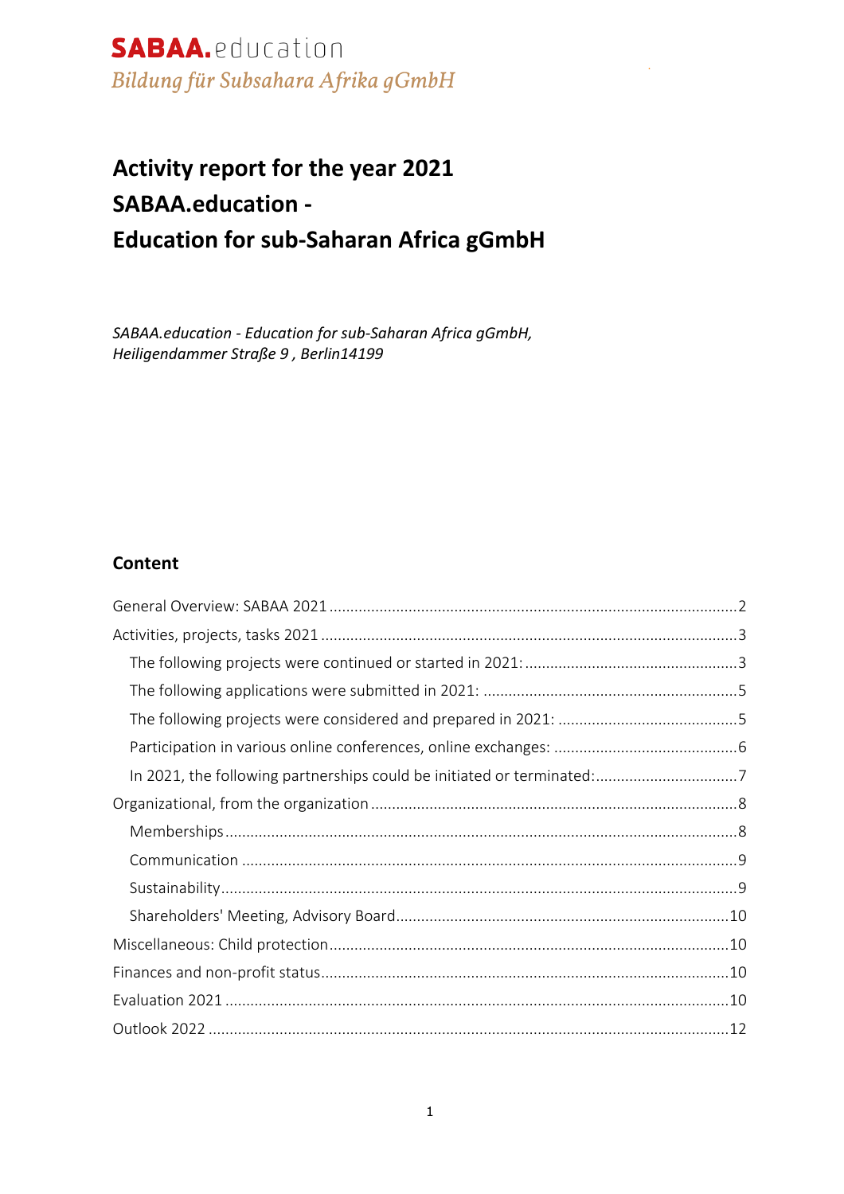**SABAA.**education
*Bildung für Subsahara Afrika gGmbH*

# Activity report for the year 2021 SABAA.education - Education for sub-Saharan Africa gGmbH

*SABAA.education - Education for sub-Saharan Africa gGmbH, Heiligendammer Straße 9 , Berlin14199*

## Content

General Overview: SABAA 2021 .......... 2
Activities, projects, tasks 2021 .......... 3
- The following projects were continued or started in 2021: .......... 3
- The following applications were submitted in 2021: .......... 5
- The following projects were considered and prepared in 2021: .......... 5
- Participation in various online conferences, online exchanges: .......... 6
- In 2021, the following partnerships could be initiated or terminated: .......... 7

Organizational, from the organization .......... 8
- Memberships .......... 8
- Communication .......... 9
- Sustainability .......... 9
- Shareholders' Meeting, Advisory Board .......... 10

Miscellaneous: Child protection .......... 10
Finances and non-profit status .......... 10
Evaluation 2021 .......... 10
Outlook 2022 .......... 12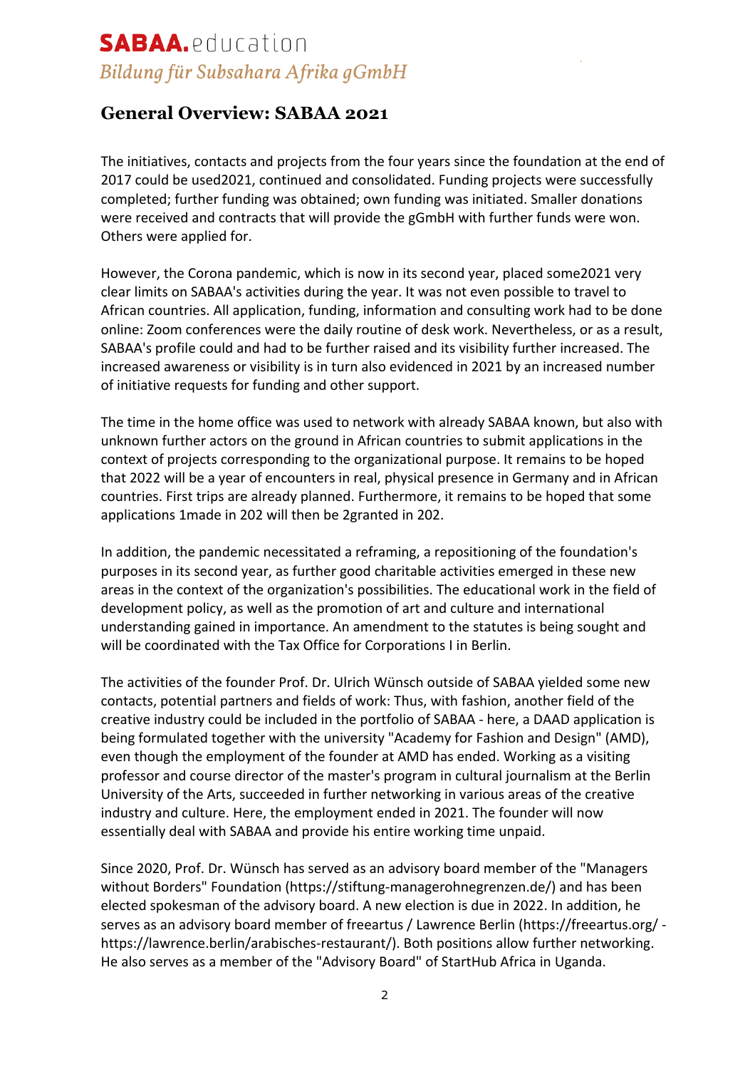# SABAA.education

*Bildung für Subsahara Afrika gGmbH*

## General Overview: SABAA 2021

The initiatives, contacts and projects from the four years since the foundation at the end of 2017 could be used2021, continued and consolidated. Funding projects were successfully completed; further funding was obtained; own funding was initiated. Smaller donations were received and contracts that will provide the gGmbH with further funds were won. Others were applied for.

However, the Corona pandemic, which is now in its second year, placed some2021 very clear limits on SABAA's activities during the year. It was not even possible to travel to African countries. All application, funding, information and consulting work had to be done online: Zoom conferences were the daily routine of desk work. Nevertheless, or as a result, SABAA's profile could and had to be further raised and its visibility further increased. The increased awareness or visibility is in turn also evidenced in 2021 by an increased number of initiative requests for funding and other support.

The time in the home office was used to network with already SABAA known, but also with unknown further actors on the ground in African countries to submit applications in the context of projects corresponding to the organizational purpose. It remains to be hoped that 2022 will be a year of encounters in real, physical presence in Germany and in African countries. First trips are already planned. Furthermore, it remains to be hoped that some applications 1made in 202 will then be 2granted in 202.

In addition, the pandemic necessitated a reframing, a repositioning of the foundation's purposes in its second year, as further good charitable activities emerged in these new areas in the context of the organization's possibilities. The educational work in the field of development policy, as well as the promotion of art and culture and international understanding gained in importance. An amendment to the statutes is being sought and will be coordinated with the Tax Office for Corporations I in Berlin.

The activities of the founder Prof. Dr. Ulrich Wünsch outside of SABAA yielded some new contacts, potential partners and fields of work: Thus, with fashion, another field of the creative industry could be included in the portfolio of SABAA - here, a DAAD application is being formulated together with the university "Academy for Fashion and Design" (AMD), even though the employment of the founder at AMD has ended. Working as a visiting professor and course director of the master's program in cultural journalism at the Berlin University of the Arts, succeeded in further networking in various areas of the creative industry and culture. Here, the employment ended in 2021. The founder will now essentially deal with SABAA and provide his entire working time unpaid.

Since 2020, Prof. Dr. Wünsch has served as an advisory board member of the "Managers without Borders" Foundation (https://stiftung-managerohnegrenzen.de/) and has been elected spokesman of the advisory board. A new election is due in 2022. In addition, he serves as an advisory board member of freeartus / Lawrence Berlin (https://freeartus.org/ - https://lawrence.berlin/arabisches-restaurant/). Both positions allow further networking. He also serves as a member of the "Advisory Board" of StartHub Africa in Uganda.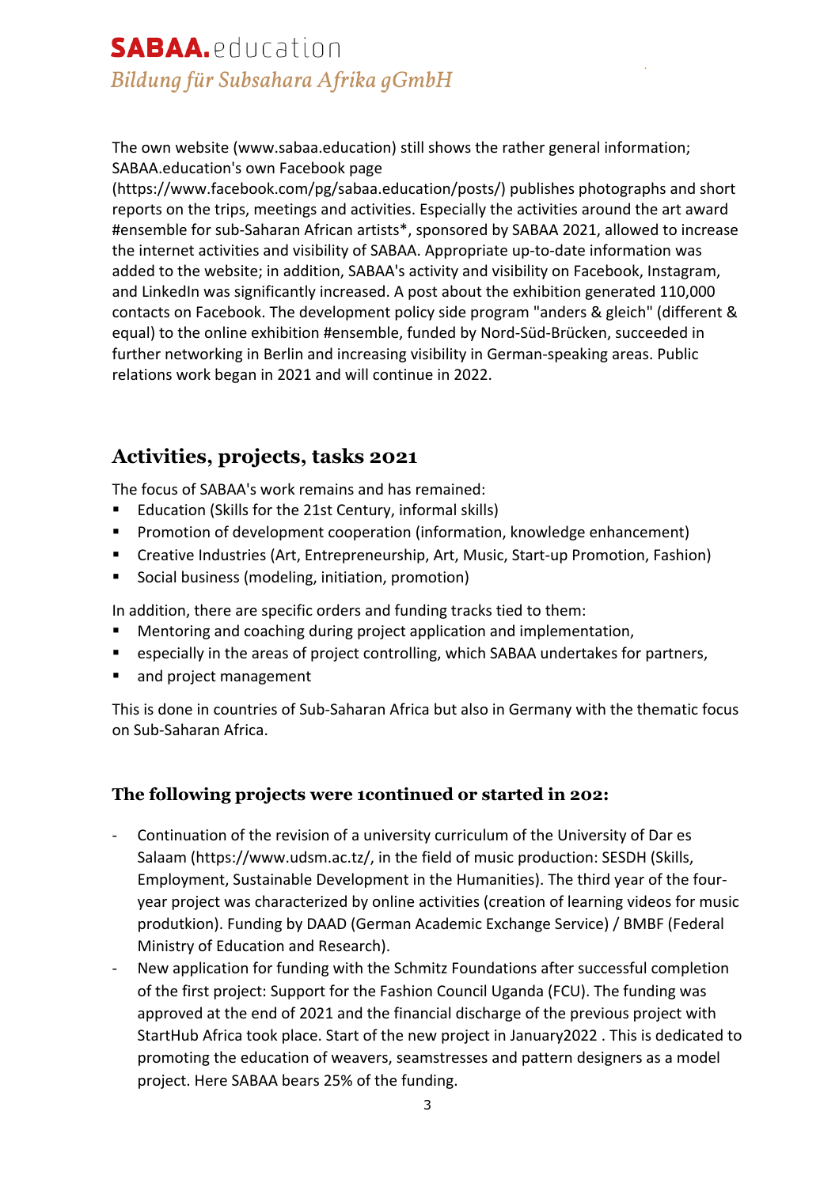The own website (www.sabaa.education) still shows the rather general information; SABAA.education's own Facebook page (https://www.facebook.com/pg/sabaa.education/posts/) publishes photographs and short reports on the trips, meetings and activities. Especially the activities around the art award #ensemble for sub-Saharan African artists*, sponsored by SABAA 2021, allowed to increase the internet activities and visibility of SABAA. Appropriate up-to-date information was added to the website; in addition, SABAA's activity and visibility on Facebook, Instagram, and LinkedIn was significantly increased. A post about the exhibition generated 110,000 contacts on Facebook. The development policy side program "anders & gleich" (different & equal) to the online exhibition #ensemble, funded by Nord-Süd-Brücken, succeeded in further networking in Berlin and increasing visibility in German-speaking areas. Public relations work began in 2021 and will continue in 2022.

## Activities, projects, tasks 2021

The focus of SABAA's work remains and has remained:

- Education (Skills for the 21st Century, informal skills)
- Promotion of development cooperation (information, knowledge enhancement)
- Creative Industries (Art, Entrepreneurship, Art, Music, Start-up Promotion, Fashion)
- Social business (modeling, initiation, promotion)

In addition, there are specific orders and funding tracks tied to them:

- Mentoring and coaching during project application and implementation,
- especially in the areas of project controlling, which SABAA undertakes for partners,
- and project management

This is done in countries of Sub-Saharan Africa but also in Germany with the thematic focus on Sub-Saharan Africa.

### The following projects were 1continued or started in 202:

- Continuation of the revision of a university curriculum of the University of Dar es Salaam (https://www.udsm.ac.tz/, in the field of music production: SESDH (Skills, Employment, Sustainable Development in the Humanities). The third year of the four-year project was characterized by online activities (creation of learning videos for music produtkion). Funding by DAAD (German Academic Exchange Service) / BMBF (Federal Ministry of Education and Research).
- New application for funding with the Schmitz Foundations after successful completion of the first project: Support for the Fashion Council Uganda (FCU). The funding was approved at the end of 2021 and the financial discharge of the previous project with StartHub Africa took place. Start of the new project in January2022 . This is dedicated to promoting the education of weavers, seamstresses and pattern designers as a model project. Here SABAA bears 25% of the funding.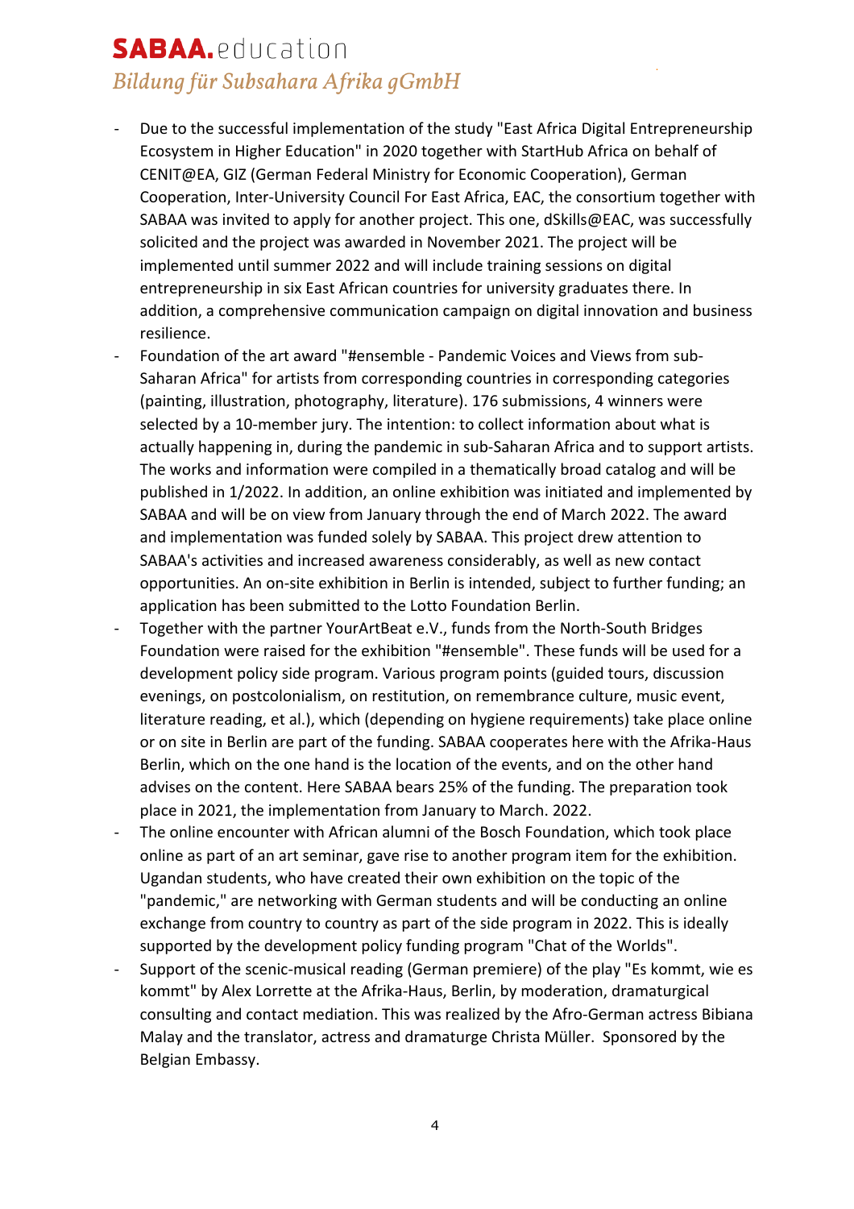- Due to the successful implementation of the study "East Africa Digital Entrepreneurship Ecosystem in Higher Education" in 2020 together with StartHub Africa on behalf of CENIT@EA, GIZ (German Federal Ministry for Economic Cooperation), German Cooperation, Inter-University Council For East Africa, EAC, the consortium together with SABAA was invited to apply for another project. This one, dSkills@EAC, was successfully solicited and the project was awarded in November 2021. The project will be implemented until summer 2022 and will include training sessions on digital entrepreneurship in six East African countries for university graduates there. In addition, a comprehensive communication campaign on digital innovation and business resilience.
- Foundation of the art award "#ensemble - Pandemic Voices and Views from sub-Saharan Africa" for artists from corresponding countries in corresponding categories (painting, illustration, photography, literature). 176 submissions, 4 winners were selected by a 10-member jury. The intention: to collect information about what is actually happening in, during the pandemic in sub-Saharan Africa and to support artists. The works and information were compiled in a thematically broad catalog and will be published in 1/2022. In addition, an online exhibition was initiated and implemented by SABAA and will be on view from January through the end of March 2022. The award and implementation was funded solely by SABAA. This project drew attention to SABAA's activities and increased awareness considerably, as well as new contact opportunities. An on-site exhibition in Berlin is intended, subject to further funding; an application has been submitted to the Lotto Foundation Berlin.
- Together with the partner YourArtBeat e.V., funds from the North-South Bridges Foundation were raised for the exhibition "#ensemble". These funds will be used for a development policy side program. Various program points (guided tours, discussion evenings, on postcolonialism, on restitution, on remembrance culture, music event, literature reading, et al.), which (depending on hygiene requirements) take place online or on site in Berlin are part of the funding. SABAA cooperates here with the Afrika-Haus Berlin, which on the one hand is the location of the events, and on the other hand advises on the content. Here SABAA bears 25% of the funding. The preparation took place in 2021, the implementation from January to March. 2022.
- The online encounter with African alumni of the Bosch Foundation, which took place online as part of an art seminar, gave rise to another program item for the exhibition. Ugandan students, who have created their own exhibition on the topic of the "pandemic," are networking with German students and will be conducting an online exchange from country to country as part of the side program in 2022. This is ideally supported by the development policy funding program "Chat of the Worlds".
- Support of the scenic-musical reading (German premiere) of the play "Es kommt, wie es kommt" by Alex Lorrette at the Afrika-Haus, Berlin, by moderation, dramaturgical consulting and contact mediation. This was realized by the Afro-German actress Bibiana Malay and the translator, actress and dramaturge Christa Müller. Sponsored by the Belgian Embassy.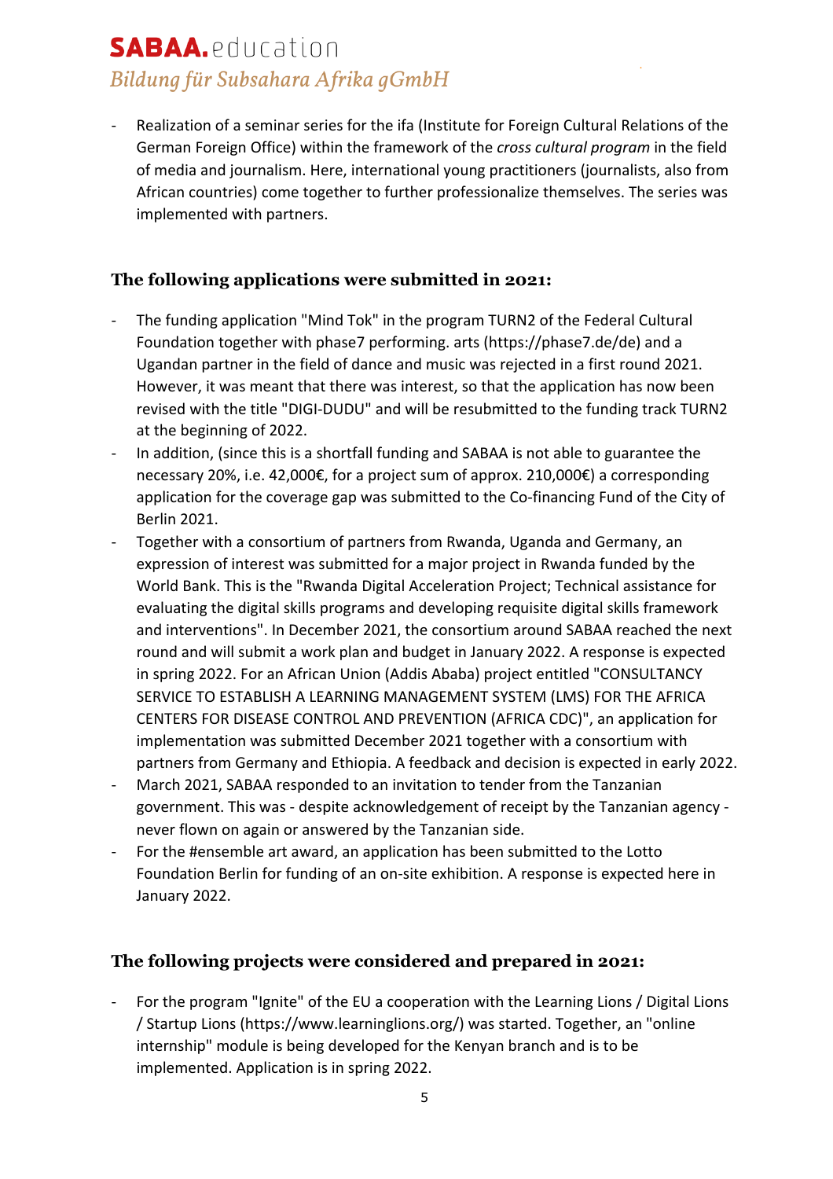- Realization of a seminar series for the ifa (Institute for Foreign Cultural Relations of the German Foreign Office) within the framework of the *cross cultural program* in the field of media and journalism. Here, international young practitioners (journalists, also from African countries) come together to further professionalize themselves. The series was implemented with partners.

## The following applications were submitted in 2021:

- The funding application "Mind Tok" in the program TURN2 of the Federal Cultural Foundation together with phase7 performing. arts (https://phase7.de/de) and a Ugandan partner in the field of dance and music was rejected in a first round 2021. However, it was meant that there was interest, so that the application has now been revised with the title "DIGI-DUDU" and will be resubmitted to the funding track TURN2 at the beginning of 2022.
- In addition, (since this is a shortfall funding and SABAA is not able to guarantee the necessary 20%, i.e. 42,000€, for a project sum of approx. 210,000€) a corresponding application for the coverage gap was submitted to the Co-financing Fund of the City of Berlin 2021.
- Together with a consortium of partners from Rwanda, Uganda and Germany, an expression of interest was submitted for a major project in Rwanda funded by the World Bank. This is the "Rwanda Digital Acceleration Project; Technical assistance for evaluating the digital skills programs and developing requisite digital skills framework and interventions". In December 2021, the consortium around SABAA reached the next round and will submit a work plan and budget in January 2022. A response is expected in spring 2022. For an African Union (Addis Ababa) project entitled "CONSULTANCY SERVICE TO ESTABLISH A LEARNING MANAGEMENT SYSTEM (LMS) FOR THE AFRICA CENTERS FOR DISEASE CONTROL AND PREVENTION (AFRICA CDC)", an application for implementation was submitted December 2021 together with a consortium with partners from Germany and Ethiopia. A feedback and decision is expected in early 2022.
- March 2021, SABAA responded to an invitation to tender from the Tanzanian government. This was - despite acknowledgement of receipt by the Tanzanian agency - never flown on again or answered by the Tanzanian side.
- For the #ensemble art award, an application has been submitted to the Lotto Foundation Berlin for funding of an on-site exhibition. A response is expected here in January 2022.

## The following projects were considered and prepared in 2021:

- For the program "Ignite" of the EU a cooperation with the Learning Lions / Digital Lions / Startup Lions (https://www.learninglions.org/) was started. Together, an "online internship" module is being developed for the Kenyan branch and is to be implemented. Application is in spring 2022.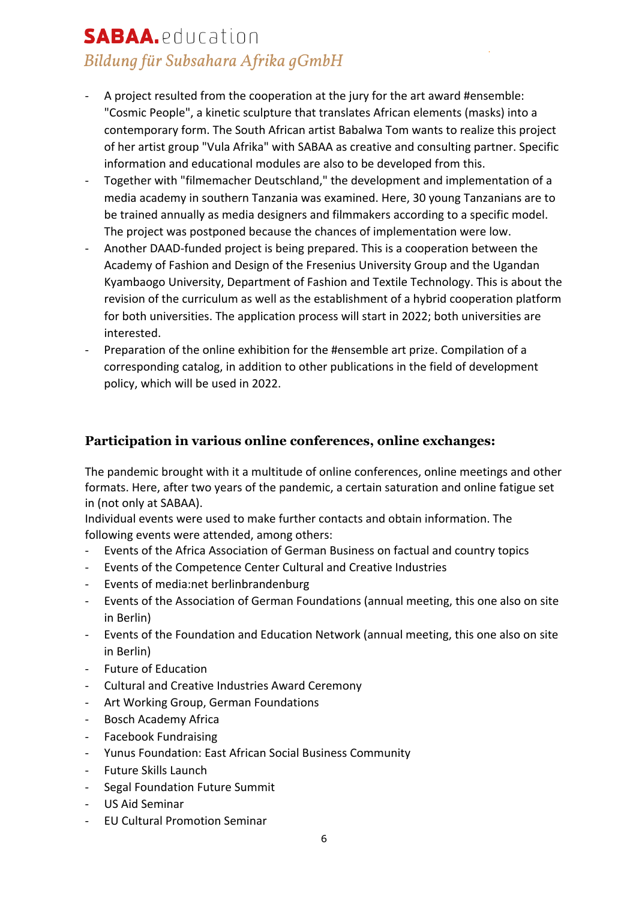- A project resulted from the cooperation at the jury for the art award #ensemble: "Cosmic People", a kinetic sculpture that translates African elements (masks) into a contemporary form. The South African artist Babalwa Tom wants to realize this project of her artist group "Vula Afrika" with SABAA as creative and consulting partner. Specific information and educational modules are also to be developed from this.
- Together with "filmemacher Deutschland," the development and implementation of a media academy in southern Tanzania was examined. Here, 30 young Tanzanians are to be trained annually as media designers and filmmakers according to a specific model. The project was postponed because the chances of implementation were low.
- Another DAAD-funded project is being prepared. This is a cooperation between the Academy of Fashion and Design of the Fresenius University Group and the Ugandan Kyambaogo University, Department of Fashion and Textile Technology. This is about the revision of the curriculum as well as the establishment of a hybrid cooperation platform for both universities. The application process will start in 2022; both universities are interested.
- Preparation of the online exhibition for the #ensemble art prize. Compilation of a corresponding catalog, in addition to other publications in the field of development policy, which will be used in 2022.

## Participation in various online conferences, online exchanges:

The pandemic brought with it a multitude of online conferences, online meetings and other formats. Here, after two years of the pandemic, a certain saturation and online fatigue set in (not only at SABAA).

Individual events were used to make further contacts and obtain information. The following events were attended, among others:

- Events of the Africa Association of German Business on factual and country topics
- Events of the Competence Center Cultural and Creative Industries
- Events of media:net berlinbrandenburg
- Events of the Association of German Foundations (annual meeting, this one also on site in Berlin)
- Events of the Foundation and Education Network (annual meeting, this one also on site in Berlin)
- Future of Education
- Cultural and Creative Industries Award Ceremony
- Art Working Group, German Foundations
- Bosch Academy Africa
- Facebook Fundraising
- Yunus Foundation: East African Social Business Community
- Future Skills Launch
- Segal Foundation Future Summit
- US Aid Seminar
- EU Cultural Promotion Seminar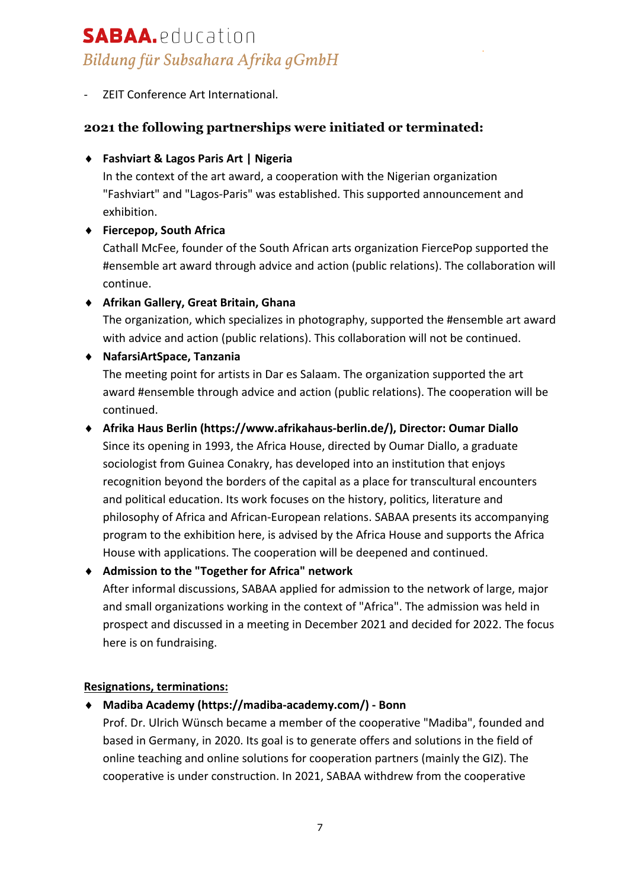- ZEIT Conference Art International.

## 2021 the following partnerships were initiated or terminated:

- **Fashviart & Lagos Paris Art | Nigeria**
  In the context of the art award, a cooperation with the Nigerian organization "Fashviart" and "Lagos-Paris" was established. This supported announcement and exhibition.
- **Fiercepop, South Africa**
  Cathall McFee, founder of the South African arts organization FiercePop supported the #ensemble art award through advice and action (public relations). The collaboration will continue.
- **Afrikan Gallery, Great Britain, Ghana**
  The organization, which specializes in photography, supported the #ensemble art award with advice and action (public relations). This collaboration will not be continued.
- **NafarsiArtSpace, Tanzania**
  The meeting point for artists in Dar es Salaam. The organization supported the art award #ensemble through advice and action (public relations). The cooperation will be continued.
- **Afrika Haus Berlin (https://www.afrikahaus-berlin.de/), Director: Oumar Diallo**
  Since its opening in 1993, the Africa House, directed by Oumar Diallo, a graduate sociologist from Guinea Conakry, has developed into an institution that enjoys recognition beyond the borders of the capital as a place for transcultural encounters and political education. Its work focuses on the history, politics, literature and philosophy of Africa and African-European relations. SABAA presents its accompanying program to the exhibition here, is advised by the Africa House and supports the Africa House with applications. The cooperation will be deepened and continued.
- **Admission to the "Together for Africa" network**
  After informal discussions, SABAA applied for admission to the network of large, major and small organizations working in the context of "Africa". The admission was held in prospect and discussed in a meeting in December 2021 and decided for 2022. The focus here is on fundraising.

**Resignations, terminations:**

- **Madiba Academy (https://madiba-academy.com/) - Bonn**
  Prof. Dr. Ulrich Wünsch became a member of the cooperative "Madiba", founded and based in Germany, in 2020. Its goal is to generate offers and solutions in the field of online teaching and online solutions for cooperation partners (mainly the GIZ). The cooperative is under construction. In 2021, SABAA withdrew from the cooperative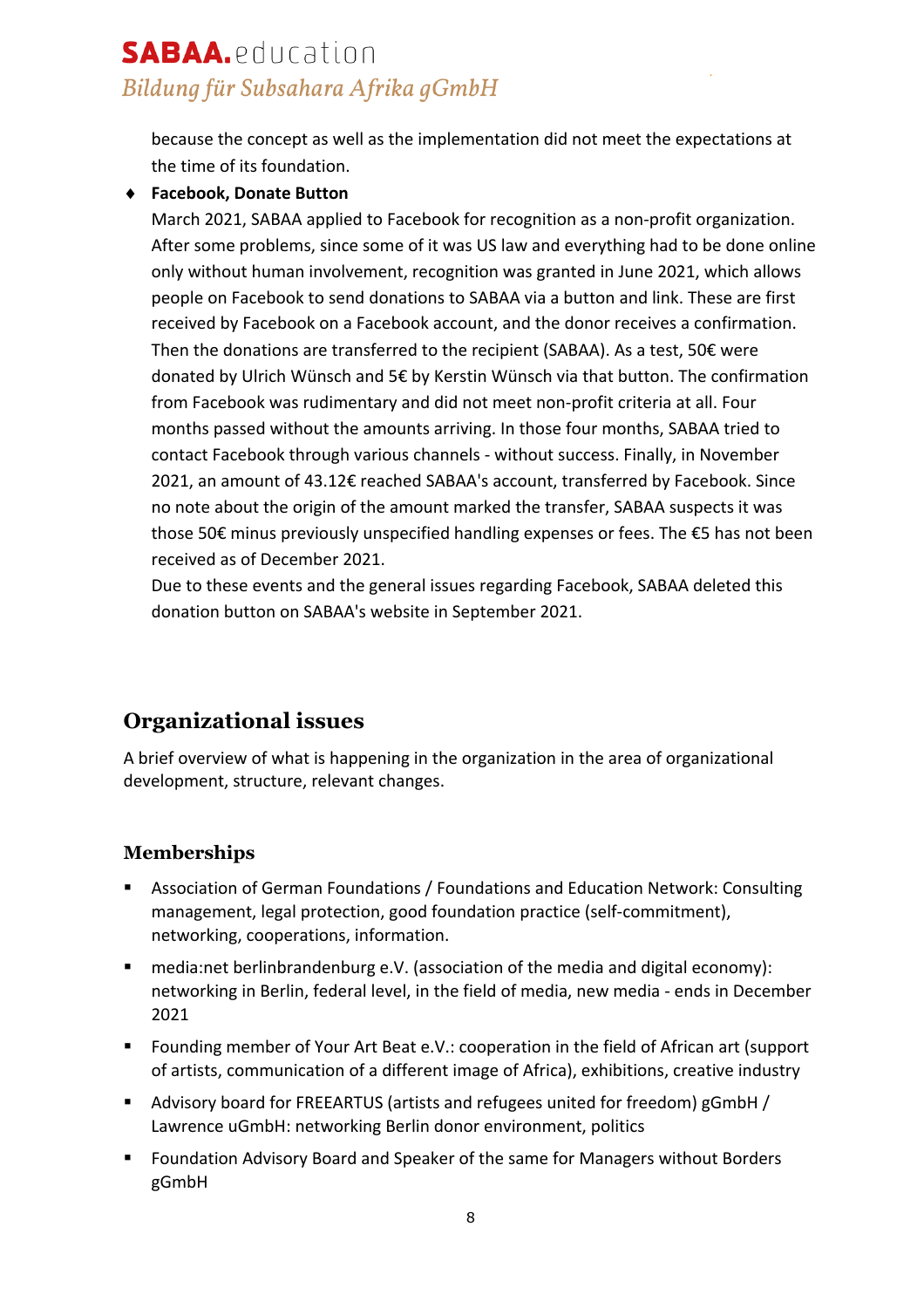because the concept as well as the implementation did not meet the expectations at the time of its foundation.

- **Facebook, Donate Button**

  March 2021, SABAA applied to Facebook for recognition as a non-profit organization. After some problems, since some of it was US law and everything had to be done online only without human involvement, recognition was granted in June 2021, which allows people on Facebook to send donations to SABAA via a button and link. These are first received by Facebook on a Facebook account, and the donor receives a confirmation. Then the donations are transferred to the recipient (SABAA). As a test, 50€ were donated by Ulrich Wünsch and 5€ by Kerstin Wünsch via that button. The confirmation from Facebook was rudimentary and did not meet non-profit criteria at all. Four months passed without the amounts arriving. In those four months, SABAA tried to contact Facebook through various channels - without success. Finally, in November 2021, an amount of 43.12€ reached SABAA's account, transferred by Facebook. Since no note about the origin of the amount marked the transfer, SABAA suspects it was those 50€ minus previously unspecified handling expenses or fees. The €5 has not been received as of December 2021.

  Due to these events and the general issues regarding Facebook, SABAA deleted this donation button on SABAA's website in September 2021.

## Organizational issues

A brief overview of what is happening in the organization in the area of organizational development, structure, relevant changes.

### Memberships

- Association of German Foundations / Foundations and Education Network: Consulting management, legal protection, good foundation practice (self-commitment), networking, cooperations, information.
- media:net berlinbrandenburg e.V. (association of the media and digital economy): networking in Berlin, federal level, in the field of media, new media - ends in December 2021
- Founding member of Your Art Beat e.V.: cooperation in the field of African art (support of artists, communication of a different image of Africa), exhibitions, creative industry
- Advisory board for FREEARTUS (artists and refugees united for freedom) gGmbH / Lawrence uGmbH: networking Berlin donor environment, politics
- Foundation Advisory Board and Speaker of the same for Managers without Borders gGmbH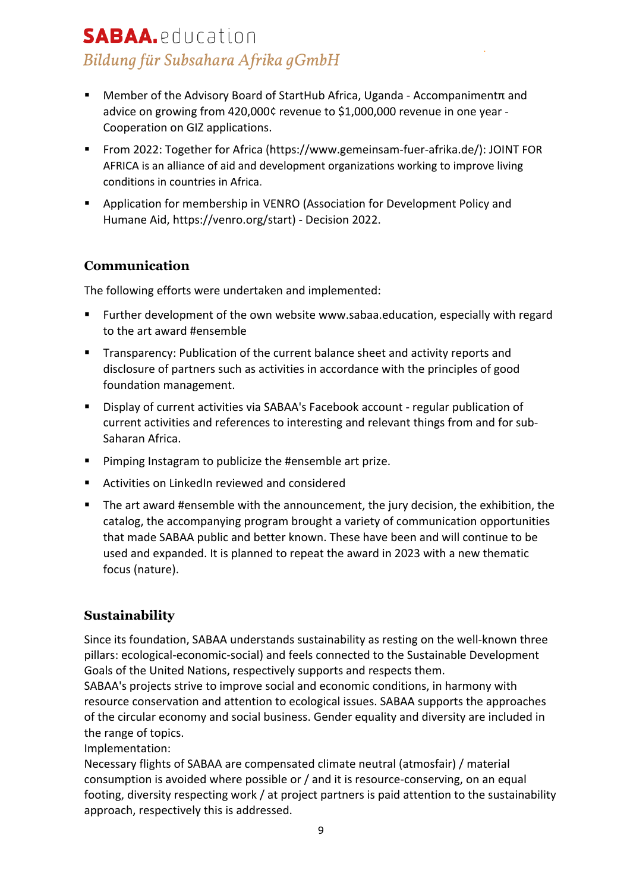- Member of the Advisory Board of StartHub Africa, Uganda - Accompanimentπ and advice on growing from 420,000¢ revenue to $1,000,000 revenue in one year - Cooperation on GIZ applications.
- From 2022: Together for Africa (https://www.gemeinsam-fuer-afrika.de/): JOINT FOR AFRICA is an alliance of aid and development organizations working to improve living conditions in countries in Africa.
- Application for membership in VENRO (Association for Development Policy and Humane Aid, https://venro.org/start) - Decision 2022.

## Communication

The following efforts were undertaken and implemented:

- Further development of the own website www.sabaa.education, especially with regard to the art award #ensemble
- Transparency: Publication of the current balance sheet and activity reports and disclosure of partners such as activities in accordance with the principles of good foundation management.
- Display of current activities via SABAA's Facebook account - regular publication of current activities and references to interesting and relevant things from and for sub-Saharan Africa.
- Pimping Instagram to publicize the #ensemble art prize.
- Activities on LinkedIn reviewed and considered
- The art award #ensemble with the announcement, the jury decision, the exhibition, the catalog, the accompanying program brought a variety of communication opportunities that made SABAA public and better known. These have been and will continue to be used and expanded. It is planned to repeat the award in 2023 with a new thematic focus (nature).

## Sustainability

Since its foundation, SABAA understands sustainability as resting on the well-known three pillars: ecological-economic-social) and feels connected to the Sustainable Development Goals of the United Nations, respectively supports and respects them.
SABAA's projects strive to improve social and economic conditions, in harmony with resource conservation and attention to ecological issues. SABAA supports the approaches of the circular economy and social business. Gender equality and diversity are included in the range of topics.
Implementation:
Necessary flights of SABAA are compensated climate neutral (atmosfair) / material consumption is avoided where possible or / and it is resource-conserving, on an equal footing, diversity respecting work / at project partners is paid attention to the sustainability approach, respectively this is addressed.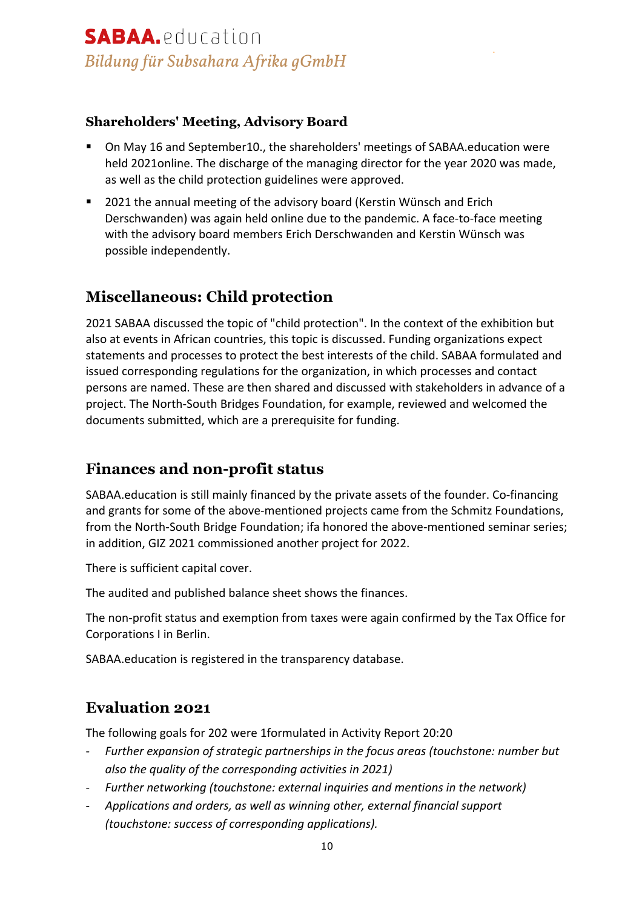### Shareholders' Meeting, Advisory Board

- On May 16 and September10., the shareholders' meetings of SABAA.education were held 2021online. The discharge of the managing director for the year 2020 was made, as well as the child protection guidelines were approved.
- 2021 the annual meeting of the advisory board (Kerstin Wünsch and Erich Derschwanden) was again held online due to the pandemic. A face-to-face meeting with the advisory board members Erich Derschwanden and Kerstin Wünsch was possible independently.

## Miscellaneous: Child protection

2021 SABAA discussed the topic of "child protection". In the context of the exhibition but also at events in African countries, this topic is discussed. Funding organizations expect statements and processes to protect the best interests of the child. SABAA formulated and issued corresponding regulations for the organization, in which processes and contact persons are named. These are then shared and discussed with stakeholders in advance of a project. The North-South Bridges Foundation, for example, reviewed and welcomed the documents submitted, which are a prerequisite for funding.

## Finances and non-profit status

SABAA.education is still mainly financed by the private assets of the founder. Co-financing and grants for some of the above-mentioned projects came from the Schmitz Foundations, from the North-South Bridge Foundation; ifa honored the above-mentioned seminar series; in addition, GIZ 2021 commissioned another project for 2022.

There is sufficient capital cover.

The audited and published balance sheet shows the finances.

The non-profit status and exemption from taxes were again confirmed by the Tax Office for Corporations I in Berlin.

SABAA.education is registered in the transparency database.

## Evaluation 2021

The following goals for 202 were 1formulated in Activity Report 20:20

- *Further expansion of strategic partnerships in the focus areas (touchstone: number but also the quality of the corresponding activities in 2021)*
- *Further networking (touchstone: external inquiries and mentions in the network)*
- *Applications and orders, as well as winning other, external financial support (touchstone: success of corresponding applications).*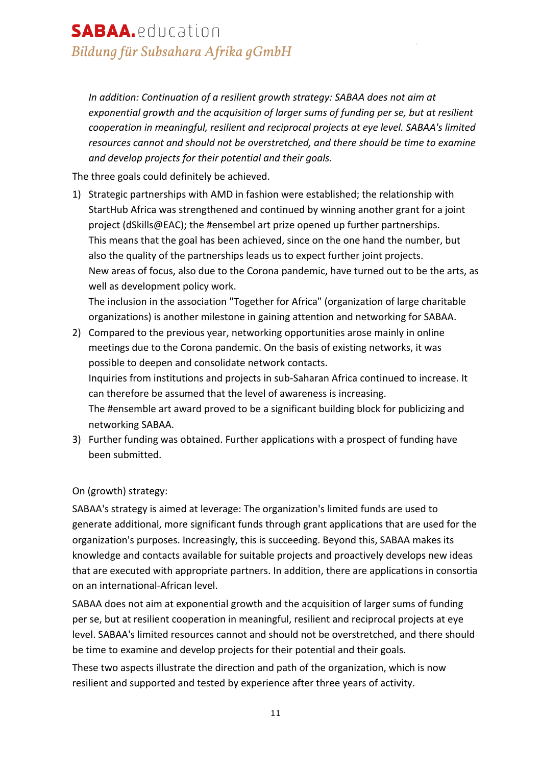*In addition: Continuation of a resilient growth strategy: SABAA does not aim at exponential growth and the acquisition of larger sums of funding per se, but at resilient cooperation in meaningful, resilient and reciprocal projects at eye level. SABAA's limited resources cannot and should not be overstretched, and there should be time to examine and develop projects for their potential and their goals.*

The three goals could definitely be achieved.

1) Strategic partnerships with AMD in fashion were established; the relationship with StartHub Africa was strengthened and continued by winning another grant for a joint project (dSkills@EAC); the #ensembel art prize opened up further partnerships.
   This means that the goal has been achieved, since on the one hand the number, but also the quality of the partnerships leads us to expect further joint projects.
   New areas of focus, also due to the Corona pandemic, have turned out to be the arts, as well as development policy work.
   The inclusion in the association "Together for Africa" (organization of large charitable organizations) is another milestone in gaining attention and networking for SABAA.
2) Compared to the previous year, networking opportunities arose mainly in online meetings due to the Corona pandemic. On the basis of existing networks, it was possible to deepen and consolidate network contacts.
   Inquiries from institutions and projects in sub-Saharan Africa continued to increase. It can therefore be assumed that the level of awareness is increasing.
   The #ensemble art award proved to be a significant building block for publicizing and networking SABAA.
3) Further funding was obtained. Further applications with a prospect of funding have been submitted.

On (growth) strategy:

SABAA's strategy is aimed at leverage: The organization's limited funds are used to generate additional, more significant funds through grant applications that are used for the organization's purposes. Increasingly, this is succeeding. Beyond this, SABAA makes its knowledge and contacts available for suitable projects and proactively develops new ideas that are executed with appropriate partners. In addition, there are applications in consortia on an international-African level.

SABAA does not aim at exponential growth and the acquisition of larger sums of funding per se, but at resilient cooperation in meaningful, resilient and reciprocal projects at eye level. SABAA's limited resources cannot and should not be overstretched, and there should be time to examine and develop projects for their potential and their goals.

These two aspects illustrate the direction and path of the organization, which is now resilient and supported and tested by experience after three years of activity.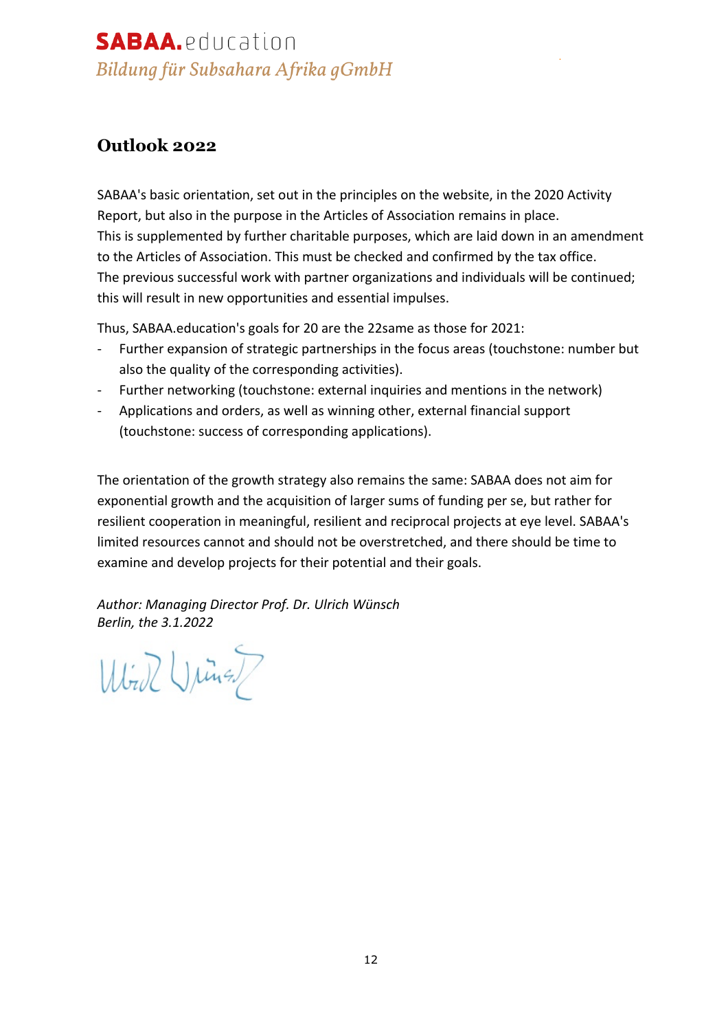# SABAA.education
*Bildung für Subsahara Afrika gGmbH*

## Outlook 2022

SABAA's basic orientation, set out in the principles on the website, in the 2020 Activity Report, but also in the purpose in the Articles of Association remains in place.
This is supplemented by further charitable purposes, which are laid down in an amendment to the Articles of Association. This must be checked and confirmed by the tax office.
The previous successful work with partner organizations and individuals will be continued; this will result in new opportunities and essential impulses.

Thus, SABAA.education's goals for 20 are the 22same as those for 2021:

- Further expansion of strategic partnerships in the focus areas (touchstone: number but also the quality of the corresponding activities).
- Further networking (touchstone: external inquiries and mentions in the network)
- Applications and orders, as well as winning other, external financial support (touchstone: success of corresponding applications).

The orientation of the growth strategy also remains the same: SABAA does not aim for exponential growth and the acquisition of larger sums of funding per se, but rather for resilient cooperation in meaningful, resilient and reciprocal projects at eye level. SABAA's limited resources cannot and should not be overstretched, and there should be time to examine and develop projects for their potential and their goals.

*Author: Managing Director Prof. Dr. Ulrich Wünsch*
*Berlin, the 3.1.2022*